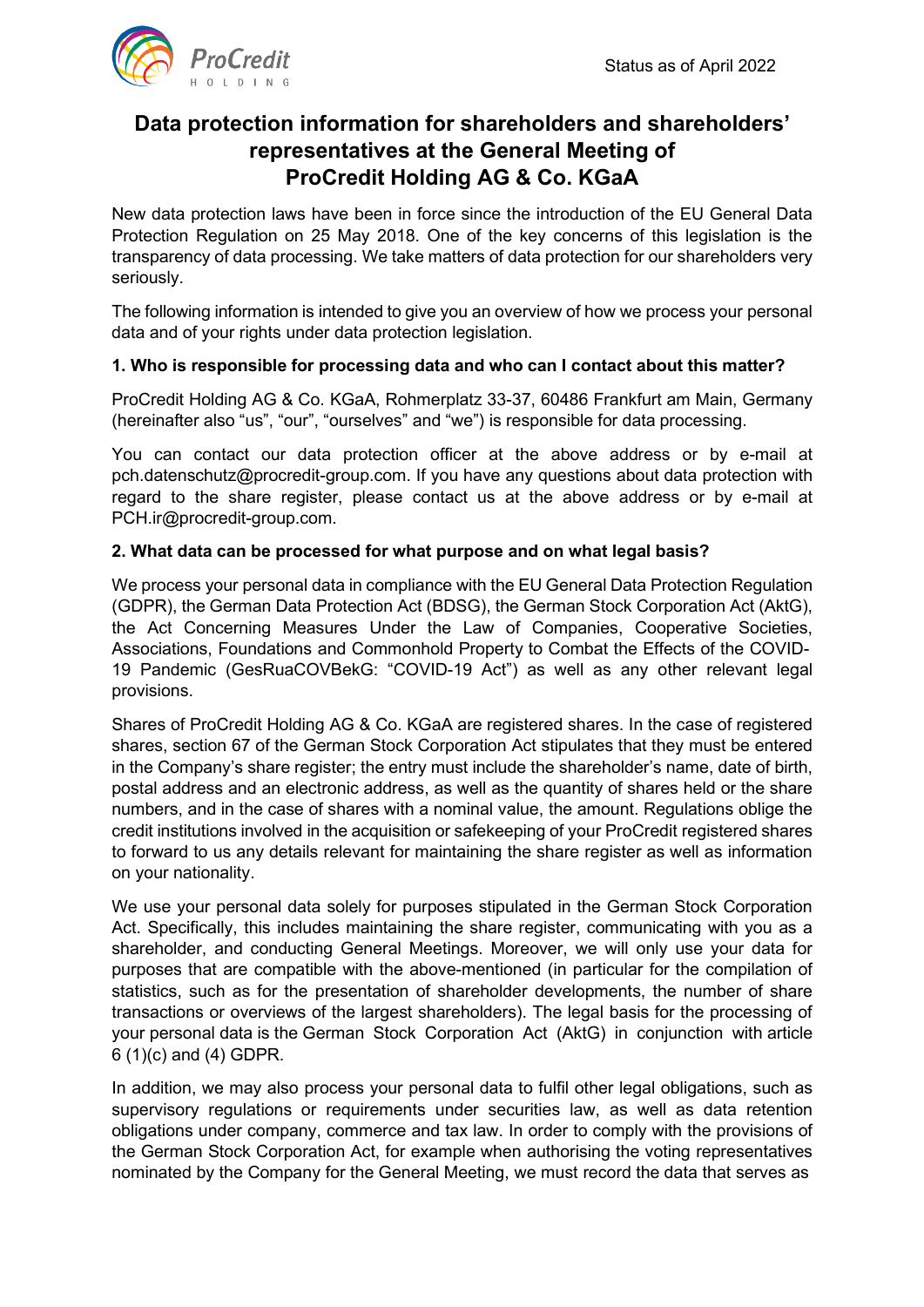Status as of April 2022

# Data protection information for shareholders and shareholders' representatives at the General Meeting of ProCredit Holding AG & Co. KGaA

New data protection laws have been in force since the introduction of the EU General Data Protection Regulation on 25 May 2018. One of the key concerns of this legislation is the transparency of data processing. We take matters of data protection for our shareholders very seriously.

The following information is intended to give you an overview of how we process your personal data and of your rights under data protection legislation.

### 1. Who is responsible for processing data and who can I contact about this matter?

ProCredit Holding AG & Co. KGaA, Rohmerplatz 33-37, 60486 Frankfurt am Main, Germany (hereinafter also "us", "our", "ourselves" and "we") is responsible for data processing.

You can contact our data protection officer at the above address or by e-mail at pch.datenschutz@procredit-group.com. If you have any questions about data protection with regard to the share register, please contact us at the above address or by e-mail at PCH.ir@procredit-group.com.

### 2. What data can be processed for what purpose and on what legal basis?

We process your personal data in compliance with the EU General Data Protection Regulation (GDPR), the German Data Protection Act (BDSG), the German Stock Corporation Act (AktG), the Act Concerning Measures Under the Law of Companies, Cooperative Societies, Associations, Foundations and Commonhold Property to Combat the Effects of the COVID-19 Pandemic (GesRuaCOVBekG: "COVID-19 Act") as well as any other relevant legal provisions.

Shares of ProCredit Holding AG & Co. KGaA are registered shares. In the case of registered shares, section 67 of the German Stock Corporation Act stipulates that they must be entered in the Company's share register; the entry must include the shareholder's name, date of birth, postal address and an electronic address, as well as the quantity of shares held or the share numbers, and in the case of shares with a nominal value, the amount. Regulations oblige the credit institutions involved in the acquisition or safekeeping of your ProCredit registered shares to forward to us any details relevant for maintaining the share register as well as information on your nationality.

We use your personal data solely for purposes stipulated in the German Stock Corporation Act. Specifically, this includes maintaining the share register, communicating with you as a shareholder, and conducting General Meetings. Moreover, we will only use your data for purposes that are compatible with the above-mentioned (in particular for the compilation of statistics, such as for the presentation of shareholder developments, the number of share transactions or overviews of the largest shareholders). The legal basis for the processing of your personal data is the German Stock Corporation Act (AktG) in conjunction with article 6 (1)(c) and (4) GDPR.

In addition, we may also process your personal data to fulfil other legal obligations, such as supervisory regulations or requirements under securities law, as well as data retention obligations under company, commerce and tax law. In order to comply with the provisions of the German Stock Corporation Act, for example when authorising the voting representatives nominated by the Company for the General Meeting, we must record the data that serves as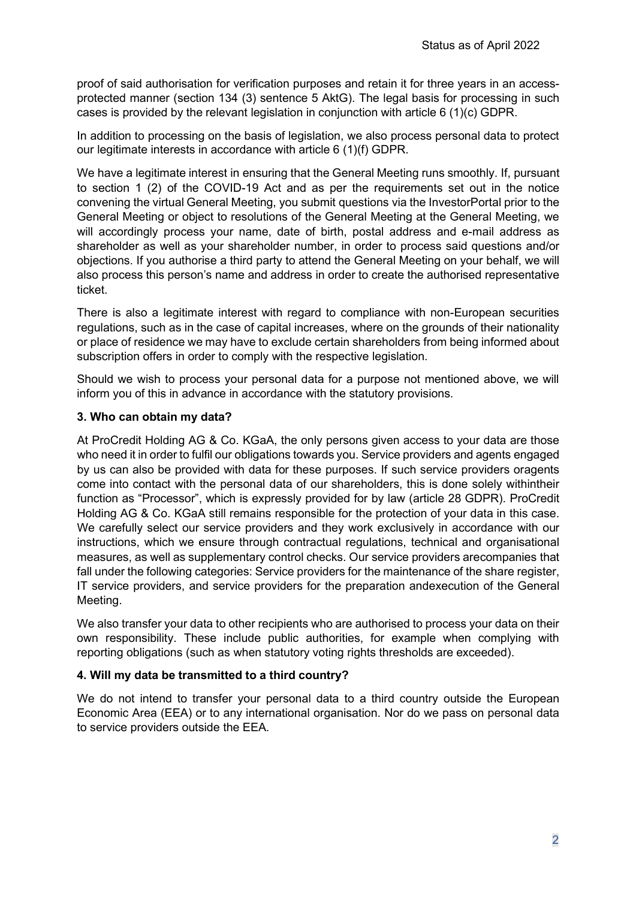proof of said authorisation for verification purposes and retain it for three years in an access-protected manner (section 134 (3) sentence 5 AktG). The legal basis for processing in such cases is provided by the relevant legislation in conjunction with article 6 (1)(c) GDPR.

In addition to processing on the basis of legislation, we also process personal data to protect our legitimate interests in accordance with article 6 (1)(f) GDPR.

We have a legitimate interest in ensuring that the General Meeting runs smoothly. If, pursuant to section 1 (2) of the COVID-19 Act and as per the requirements set out in the notice convening the virtual General Meeting, you submit questions via the InvestorPortal prior to the General Meeting or object to resolutions of the General Meeting at the General Meeting, we will accordingly process your name, date of birth, postal address and e-mail address as shareholder as well as your shareholder number, in order to process said questions and/or objections. If you authorise a third party to attend the General Meeting on your behalf, we will also process this person's name and address in order to create the authorised representative ticket.

There is also a legitimate interest with regard to compliance with non-European securities regulations, such as in the case of capital increases, where on the grounds of their nationality or place of residence we may have to exclude certain shareholders from being informed about subscription offers in order to comply with the respective legislation.

Should we wish to process your personal data for a purpose not mentioned above, we will inform you of this in advance in accordance with the statutory provisions.

**3. Who can obtain my data?**

At ProCredit Holding AG & Co. KGaA, the only persons given access to your data are those who need it in order to fulfil our obligations towards you. Service providers and agents engaged by us can also be provided with data for these purposes. If such service providers oragents come into contact with the personal data of our shareholders, this is done solely withintheir function as "Processor", which is expressly provided for by law (article 28 GDPR). ProCredit Holding AG & Co. KGaA still remains responsible for the protection of your data in this case. We carefully select our service providers and they work exclusively in accordance with our instructions, which we ensure through contractual regulations, technical and organisational measures, as well as supplementary control checks. Our service providers arecompanies that fall under the following categories: Service providers for the maintenance of the share register, IT service providers, and service providers for the preparation andexecution of the General Meeting.

We also transfer your data to other recipients who are authorised to process your data on their own responsibility. These include public authorities, for example when complying with reporting obligations (such as when statutory voting rights thresholds are exceeded).

**4. Will my data be transmitted to a third country?**

We do not intend to transfer your personal data to a third country outside the European Economic Area (EEA) or to any international organisation. Nor do we pass on personal data to service providers outside the EEA.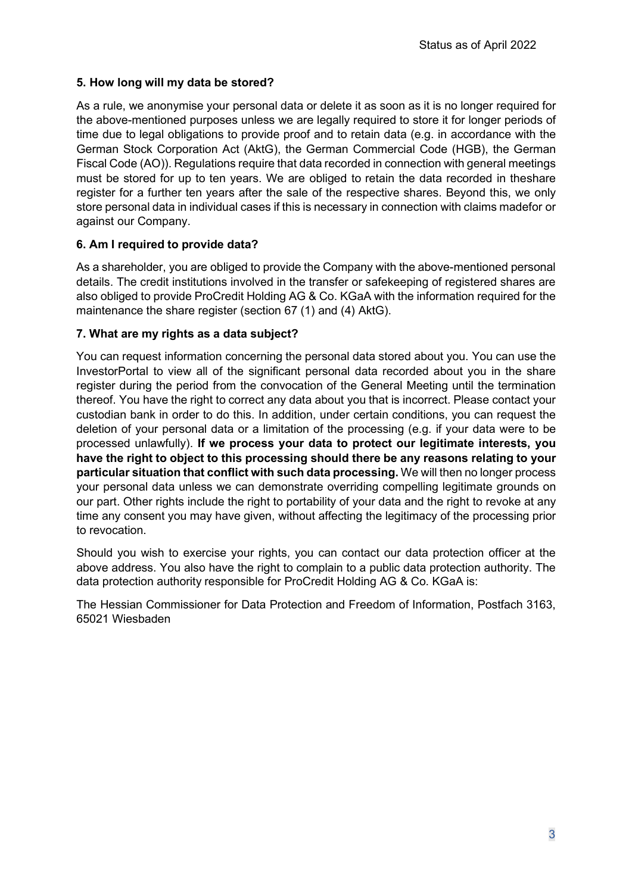**5. How long will my data be stored?**

As a rule, we anonymise your personal data or delete it as soon as it is no longer required for the above-mentioned purposes unless we are legally required to store it for longer periods of time due to legal obligations to provide proof and to retain data (e.g. in accordance with the German Stock Corporation Act (AktG), the German Commercial Code (HGB), the German Fiscal Code (AO)). Regulations require that data recorded in connection with general meetings must be stored for up to ten years. We are obliged to retain the data recorded in theshare register for a further ten years after the sale of the respective shares. Beyond this, we only store personal data in individual cases if this is necessary in connection with claims madefor or against our Company.

**6. Am I required to provide data?**

As a shareholder, you are obliged to provide the Company with the above-mentioned personal details. The credit institutions involved in the transfer or safekeeping of registered shares are also obliged to provide ProCredit Holding AG & Co. KGaA with the information required for the maintenance the share register (section 67 (1) and (4) AktG).

**7. What are my rights as a data subject?**

You can request information concerning the personal data stored about you. You can use the InvestorPortal to view all of the significant personal data recorded about you in the share register during the period from the convocation of the General Meeting until the termination thereof. You have the right to correct any data about you that is incorrect. Please contact your custodian bank in order to do this. In addition, under certain conditions, you can request the deletion of your personal data or a limitation of the processing (e.g. if your data were to be processed unlawfully). **If we process your data to protect our legitimate interests, you have the right to object to this processing should there be any reasons relating to your particular situation that conflict with such data processing.** We will then no longer process your personal data unless we can demonstrate overriding compelling legitimate grounds on our part. Other rights include the right to portability of your data and the right to revoke at any time any consent you may have given, without affecting the legitimacy of the processing prior to revocation.

Should you wish to exercise your rights, you can contact our data protection officer at the above address. You also have the right to complain to a public data protection authority. The data protection authority responsible for ProCredit Holding AG & Co. KGaA is:

The Hessian Commissioner for Data Protection and Freedom of Information, Postfach 3163, 65021 Wiesbaden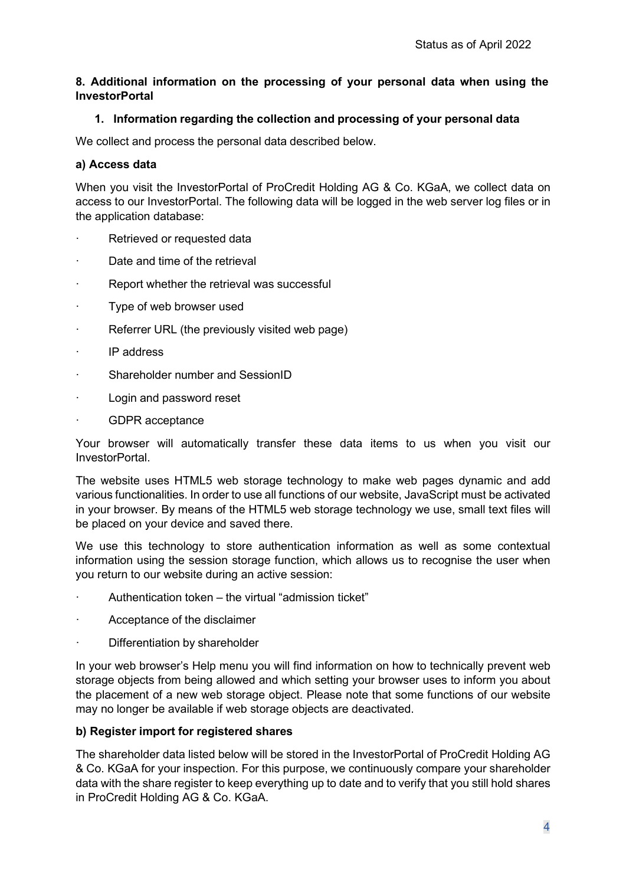**8. Additional information on the processing of your personal data when using the InvestorPortal**

**1. Information regarding the collection and processing of your personal data**

We collect and process the personal data described below.

**a) Access data**

When you visit the InvestorPortal of ProCredit Holding AG & Co. KGaA, we collect data on access to our InvestorPortal. The following data will be logged in the web server log files or in the application database:

- Retrieved or requested data
- Date and time of the retrieval
- Report whether the retrieval was successful
- Type of web browser used
- Referrer URL (the previously visited web page)
- IP address
- Shareholder number and SessionID
- Login and password reset
- GDPR acceptance

Your browser will automatically transfer these data items to us when you visit our InvestorPortal.

The website uses HTML5 web storage technology to make web pages dynamic and add various functionalities. In order to use all functions of our website, JavaScript must be activated in your browser. By means of the HTML5 web storage technology we use, small text files will be placed on your device and saved there.

We use this technology to store authentication information as well as some contextual information using the session storage function, which allows us to recognise the user when you return to our website during an active session:

- Authentication token – the virtual "admission ticket"
- Acceptance of the disclaimer
- Differentiation by shareholder

In your web browser's Help menu you will find information on how to technically prevent web storage objects from being allowed and which setting your browser uses to inform you about the placement of a new web storage object. Please note that some functions of our website may no longer be available if web storage objects are deactivated.

**b) Register import for registered shares**

The shareholder data listed below will be stored in the InvestorPortal of ProCredit Holding AG & Co. KGaA for your inspection. For this purpose, we continuously compare your shareholder data with the share register to keep everything up to date and to verify that you still hold shares in ProCredit Holding AG & Co. KGaA.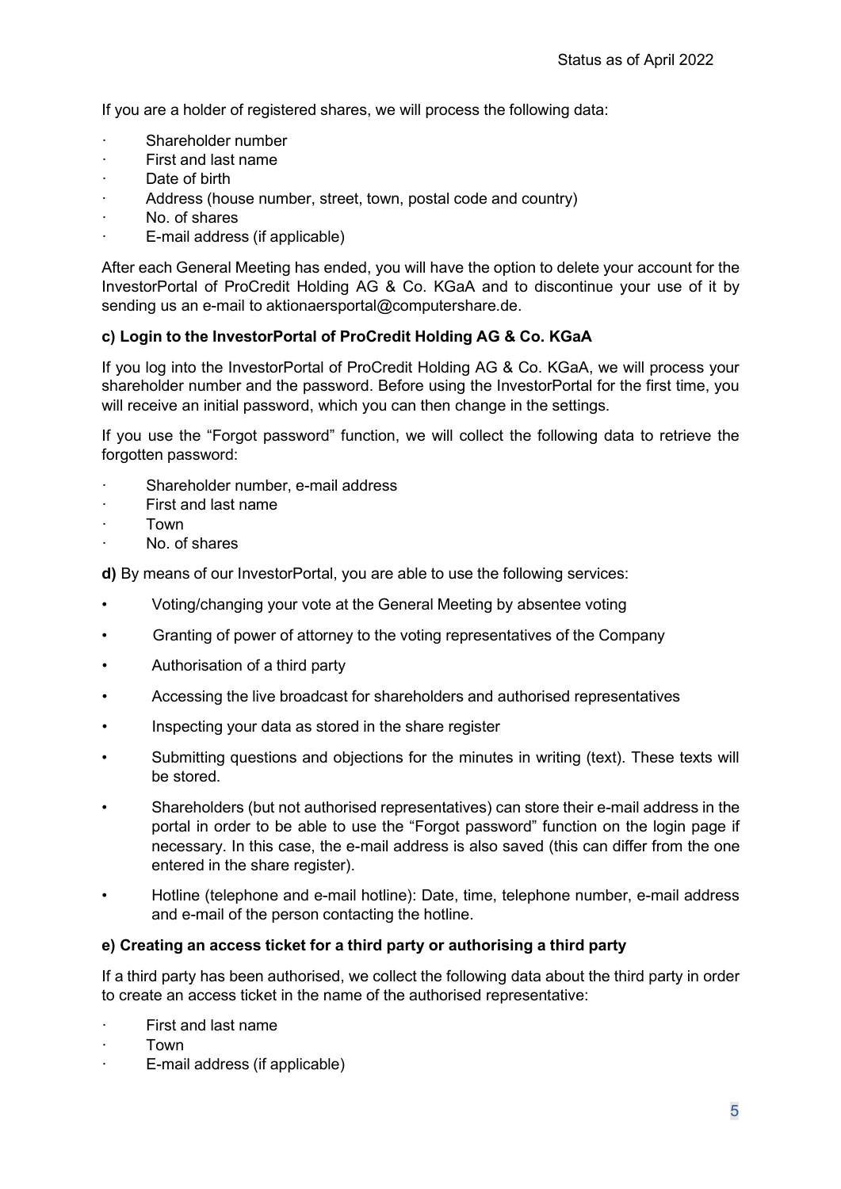If you are a holder of registered shares, we will process the following data:

- Shareholder number
- First and last name
- Date of birth
- Address (house number, street, town, postal code and country)
- No. of shares
- E-mail address (if applicable)

After each General Meeting has ended, you will have the option to delete your account for the InvestorPortal of ProCredit Holding AG & Co. KGaA and to discontinue your use of it by sending us an e-mail to aktionaersportal@computershare.de.

**c) Login to the InvestorPortal of ProCredit Holding AG & Co. KGaA**

If you log into the InvestorPortal of ProCredit Holding AG & Co. KGaA, we will process your shareholder number and the password. Before using the InvestorPortal for the first time, you will receive an initial password, which you can then change in the settings.

If you use the "Forgot password" function, we will collect the following data to retrieve the forgotten password:

- Shareholder number, e-mail address
- First and last name
- Town
- No. of shares

**d)** By means of our InvestorPortal, you are able to use the following services:

- Voting/changing your vote at the General Meeting by absentee voting
- Granting of power of attorney to the voting representatives of the Company
- Authorisation of a third party
- Accessing the live broadcast for shareholders and authorised representatives
- Inspecting your data as stored in the share register
- Submitting questions and objections for the minutes in writing (text). These texts will be stored.
- Shareholders (but not authorised representatives) can store their e-mail address in the portal in order to be able to use the "Forgot password" function on the login page if necessary. In this case, the e-mail address is also saved (this can differ from the one entered in the share register).
- Hotline (telephone and e-mail hotline): Date, time, telephone number, e-mail address and e-mail of the person contacting the hotline.

**e) Creating an access ticket for a third party or authorising a third party**

If a third party has been authorised, we collect the following data about the third party in order to create an access ticket in the name of the authorised representative:

- First and last name
- Town
- E-mail address (if applicable)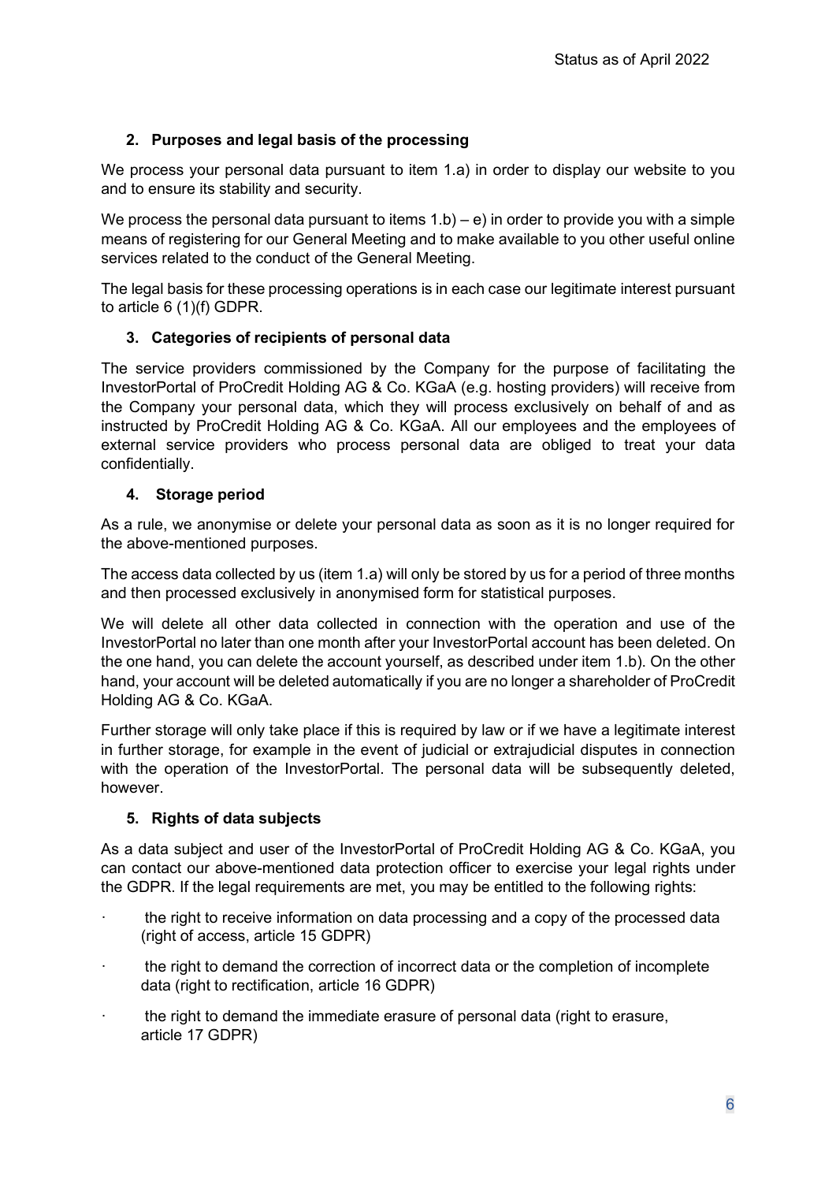## 2. Purposes and legal basis of the processing

We process your personal data pursuant to item 1.a) in order to display our website to you and to ensure its stability and security.

We process the personal data pursuant to items 1.b) – e) in order to provide you with a simple means of registering for our General Meeting and to make available to you other useful online services related to the conduct of the General Meeting.

The legal basis for these processing operations is in each case our legitimate interest pursuant to article 6 (1)(f) GDPR.

## 3. Categories of recipients of personal data

The service providers commissioned by the Company for the purpose of facilitating the InvestorPortal of ProCredit Holding AG & Co. KGaA (e.g. hosting providers) will receive from the Company your personal data, which they will process exclusively on behalf of and as instructed by ProCredit Holding AG & Co. KGaA. All our employees and the employees of external service providers who process personal data are obliged to treat your data confidentially.

## 4. Storage period

As a rule, we anonymise or delete your personal data as soon as it is no longer required for the above-mentioned purposes.

The access data collected by us (item 1.a) will only be stored by us for a period of three months and then processed exclusively in anonymised form for statistical purposes.

We will delete all other data collected in connection with the operation and use of the InvestorPortal no later than one month after your InvestorPortal account has been deleted. On the one hand, you can delete the account yourself, as described under item 1.b). On the other hand, your account will be deleted automatically if you are no longer a shareholder of ProCredit Holding AG & Co. KGaA.

Further storage will only take place if this is required by law or if we have a legitimate interest in further storage, for example in the event of judicial or extrajudicial disputes in connection with the operation of the InvestorPortal. The personal data will be subsequently deleted, however.

## 5. Rights of data subjects

As a data subject and user of the InvestorPortal of ProCredit Holding AG & Co. KGaA, you can contact our above-mentioned data protection officer to exercise your legal rights under the GDPR. If the legal requirements are met, you may be entitled to the following rights:

- the right to receive information on data processing and a copy of the processed data (right of access, article 15 GDPR)
- the right to demand the correction of incorrect data or the completion of incomplete data (right to rectification, article 16 GDPR)
- the right to demand the immediate erasure of personal data (right to erasure, article 17 GDPR)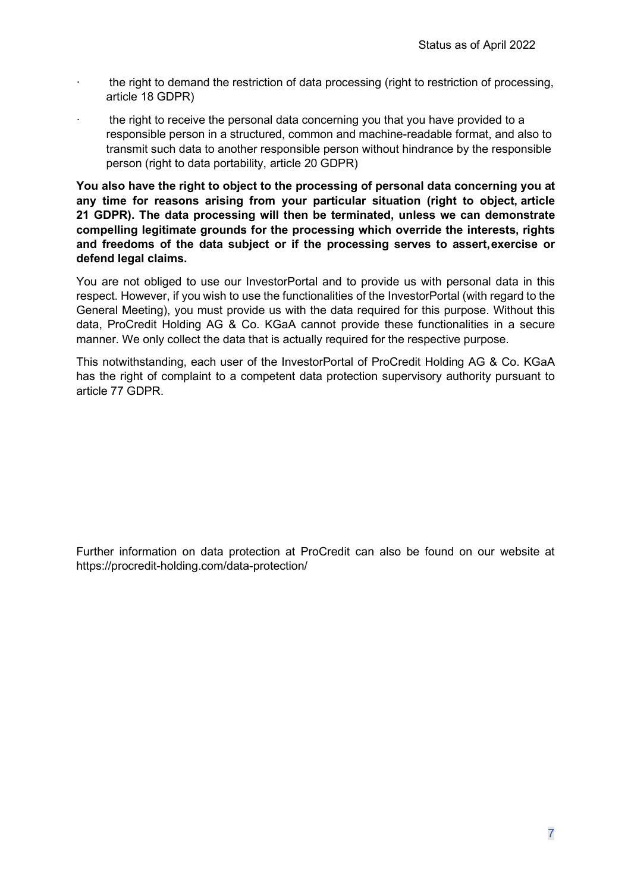- the right to demand the restriction of data processing (right to restriction of processing, article 18 GDPR)
- the right to receive the personal data concerning you that you have provided to a responsible person in a structured, common and machine-readable format, and also to transmit such data to another responsible person without hindrance by the responsible person (right to data portability, article 20 GDPR)

**You also have the right to object to the processing of personal data concerning you at any time for reasons arising from your particular situation (right to object, article 21 GDPR). The data processing will then be terminated, unless we can demonstrate compelling legitimate grounds for the processing which override the interests, rights and freedoms of the data subject or if the processing serves to assert, exercise or defend legal claims.**

You are not obliged to use our InvestorPortal and to provide us with personal data in this respect. However, if you wish to use the functionalities of the InvestorPortal (with regard to the General Meeting), you must provide us with the data required for this purpose. Without this data, ProCredit Holding AG & Co. KGaA cannot provide these functionalities in a secure manner. We only collect the data that is actually required for the respective purpose.

This notwithstanding, each user of the InvestorPortal of ProCredit Holding AG & Co. KGaA has the right of complaint to a competent data protection supervisory authority pursuant to article 77 GDPR.

Further information on data protection at ProCredit can also be found on our website at https://procredit-holding.com/data-protection/